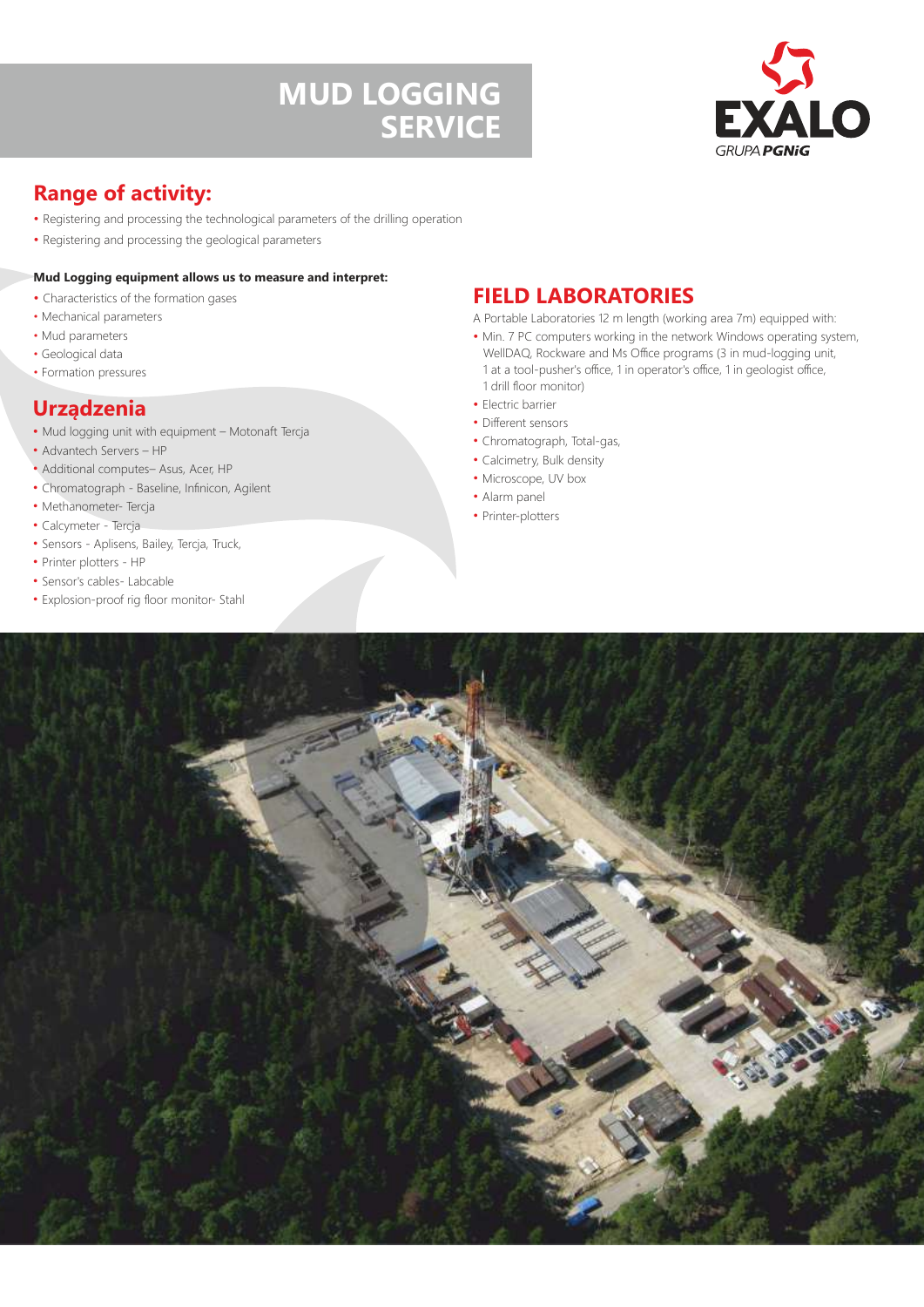# MUD LOGGING SERVICE

EXALO
GRUPA PGNiG

## Range of activity:

- Registering and processing the technological parameters of the drilling operation
- Registering and processing the geological parameters

**Mud Logging equipment allows us to measure and interpret:**

- Characteristics of the formation gases
- Mechanical parameters
- Mud parameters
- Geological data
- Formation pressures

## Urządzenia

- Mud logging unit with equipment – Motonaft Tercja
- Advantech Servers – HP
- Additional computes– Asus, Acer, HP
- Chromatograph - Baseline, Infinicon, Agilent
- Methanometer- Tercja
- Calcymeter - Tercja
- Sensors - Aplisens, Bailey, Tercja, Truck,
- Printer plotters - HP
- Sensor's cables- Labcable
- Explosion-proof rig floor monitor- Stahl

## FIELD LABORATORIES

A Portable Laboratories 12 m length (working area 7m) equipped with:

- Min. 7 PC computers working in the network Windows operating system, WellDAQ, Rockware and Ms Office programs (3 in mud-logging unit, 1 at a tool-pusher's office, 1 in operator's office, 1 in geologist office, 1 drill floor monitor)
- Electric barrier
- Different sensors
- Chromatograph, Total-gas,
- Calcimetry, Bulk density
- Microscope, UV box
- Alarm panel
- Printer-plotters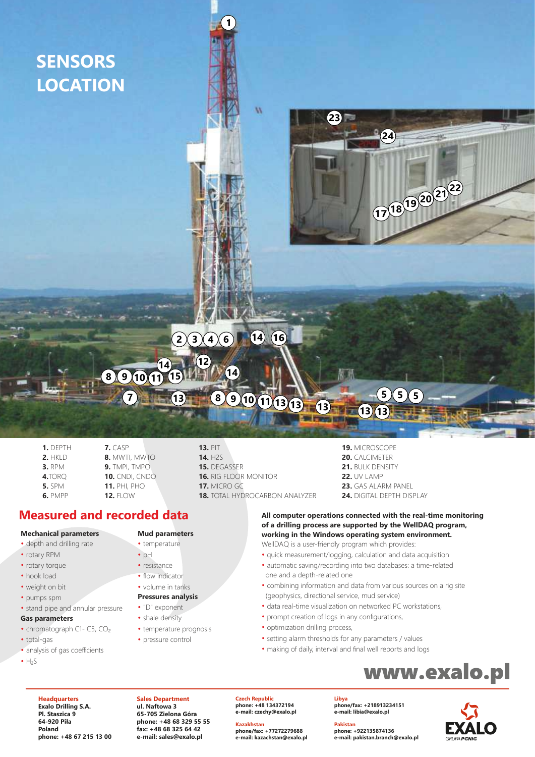# SENSORS LOCATION

1. DEPTH
2. HKLD
3. RPM
4. TORQ
5. SPM
6. PMPP
7. CASP
8. MWTI, MWTO
9. TMPI, TMPO
10. CNDI, CNDO
11. PHI, PHO
12. FLOW
13. PIT
14. H2S
15. DEGASSER
16. RIG FLOOR MONITOR
17. MICRO GC
18. TOTAL HYDROCARBON ANALYZER
19. MICROSCOPE
20. CALCIMETER
21. BULK DENSITY
22. UV LAMP
23. GAS ALARM PANEL
24. DIGITAL DEPTH DISPLAY

## Measured and recorded data

### Mechanical parameters

- depth and drilling rate
- rotary RPM
- rotary torque
- hook load
- weight on bit
- pumps spm
- stand pipe and annular pressure

### Gas parameters

- chromatograph C1- C5, $CO_2$
- total-gas
- analysis of gas coefficients
- $H_2S$

### Mud parameters

- temperature
- pH
- resistance
- flow indicator
- volume in tanks

### Pressures analysis

- "D" exponent
- shale density
- temperature prognosis
- pressure control

**All computer operations connected with the real-time monitoring of a drilling process are supported by the WellDAQ program, working in the Windows operating system environment.**

WellDAQ is a user-friendly program which provides:

- quick measurement/logging, calculation and data acquisition
- automatic saving/recording into two databases: a time-related one and a depth-related one
- combining information and data from various sources on a rig site (geophysics, directional service, mud service)
- data real-time visualization on networked PC workstations,
- prompt creation of logs in any configurations,
- optimization drilling process,
- setting alarm thresholds for any parameters / values
- making of daily, interval and final well reports and logs

**www.exalo.pl**

**Headquarters**
**Exalo Drilling S.A.**
**Pl. Staszica 9**
**64-920 Piła**
**Poland**
**phone: +48 67 215 13 00**

**Sales Department**
**ul. Naftowa 3**
**65-705 Zielona Góra**
**phone: +48 68 329 55 55**
**fax: +48 68 325 64 42**
**e-mail: sales@exalo.pl**

**Czech Republic**
**phone: +48 134372194**
**e-mail: czechy@exalo.pl**

**Kazakhstan**
**phone/fax: +77272279688**
**e-mail: kazachstan@exalo.pl**

**Libya**
**phone/fax: +218913234151**
**e-mail: libia@exalo.pl**

**Pakistan**
**phone: +922135874136**
**e-mail: pakistan.branch@exalo.pl**

EXALO GRUPA PGNiG